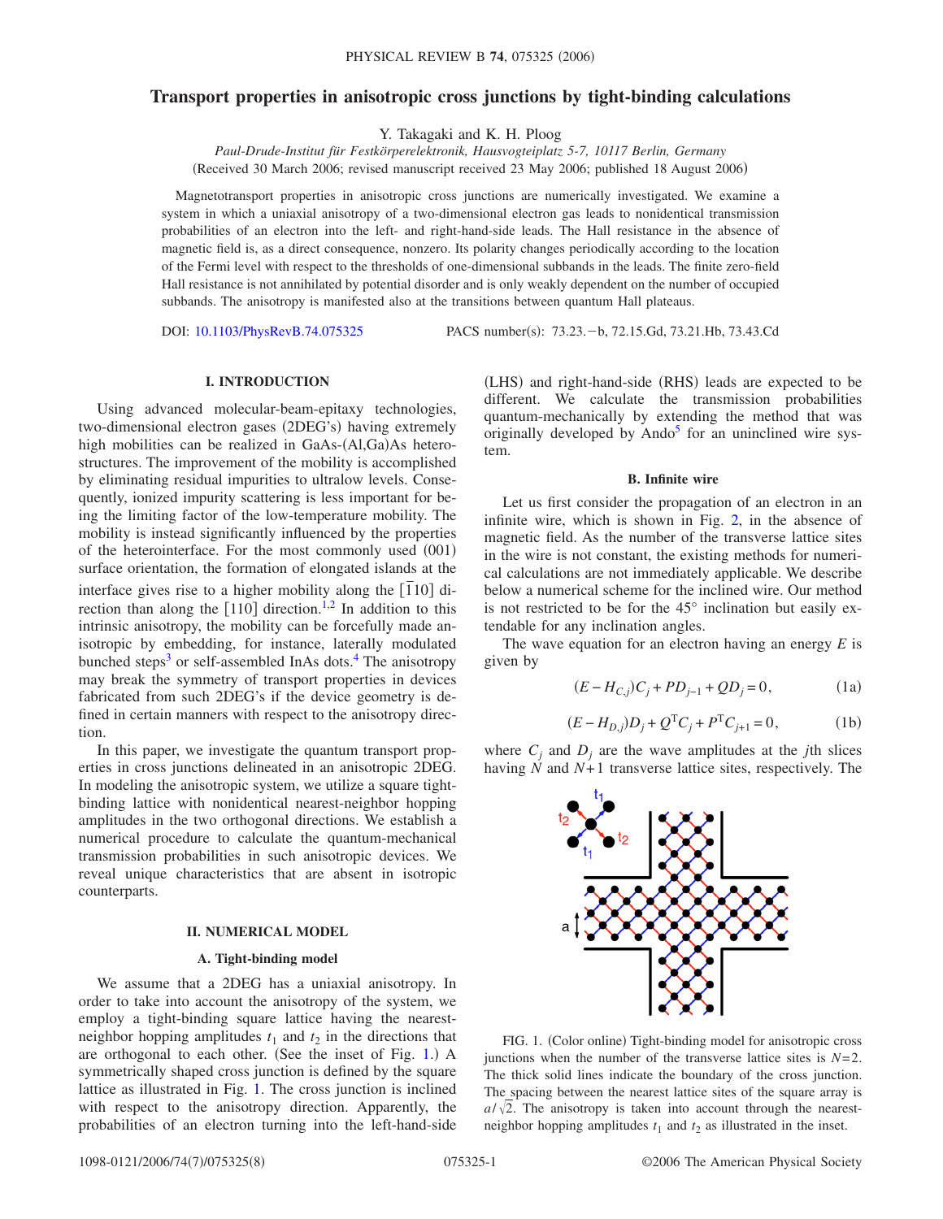# Transport properties in anisotropic cross junctions by tight-binding calculations

Y. Takagaki and K. H. Ploog

*Paul-Drude-Institut für Festkörperelektronik, Hausvogteiplatz 5-7, 10117 Berlin, Germany*

(Received 30 March 2006; revised manuscript received 23 May 2006; published 18 August 2006)

Magnetotransport properties in anisotropic cross junctions are numerically investigated. We examine a system in which a uniaxial anisotropy of a two-dimensional electron gas leads to nonidentical transmission probabilities of an electron into the left- and right-hand-side leads. The Hall resistance in the absence of magnetic field is, as a direct consequence, nonzero. Its polarity changes periodically according to the location of the Fermi level with respect to the thresholds of one-dimensional subbands in the leads. The finite zero-field Hall resistance is not annihilated by potential disorder and is only weakly dependent on the number of occupied subbands. The anisotropy is manifested also at the transitions between quantum Hall plateaus.

DOI: 10.1103/PhysRevB.74.075325 PACS number(s): 73.23.−b, 72.15.Gd, 73.21.Hb, 73.43.Cd

## I. INTRODUCTION

Using advanced molecular-beam-epitaxy technologies, two-dimensional electron gases (2DEG's) having extremely high mobilities can be realized in GaAs-(Al,Ga)As heterostructures. The improvement of the mobility is accomplished by eliminating residual impurities to ultralow levels. Consequently, ionized impurity scattering is less important for being the limiting factor of the low-temperature mobility. The mobility is instead significantly influenced by the properties of the heterointerface. For the most commonly used (001) surface orientation, the formation of elongated islands at the interface gives rise to a higher mobility along the $[\bar{1}10]$ direction than along the [110] direction.[1,2] In addition to this intrinsic anisotropy, the mobility can be forcefully made anisotropic by embedding, for instance, laterally modulated bunched steps[3] or self-assembled InAs dots.[4] The anisotropy may break the symmetry of transport properties in devices fabricated from such 2DEG's if the device geometry is defined in certain manners with respect to the anisotropy direction.

In this paper, we investigate the quantum transport properties in cross junctions delineated in an anisotropic 2DEG. In modeling the anisotropic system, we utilize a square tight-binding lattice with nonidentical nearest-neighbor hopping amplitudes in the two orthogonal directions. We establish a numerical procedure to calculate the quantum-mechanical transmission probabilities in such anisotropic devices. We reveal unique characteristics that are absent in isotropic counterparts.

## II. NUMERICAL MODEL

### A. Tight-binding model

We assume that a 2DEG has a uniaxial anisotropy. In order to take into account the anisotropy of the system, we employ a tight-binding square lattice having the nearest-neighbor hopping amplitudes $t_1$ and $t_2$ in the directions that are orthogonal to each other. (See the inset of Fig. 1.) A symmetrically shaped cross junction is defined by the square lattice as illustrated in Fig. 1. The cross junction is inclined with respect to the anisotropy direction. Apparently, the probabilities of an electron turning into the left-hand-side (LHS) and right-hand-side (RHS) leads are expected to be different. We calculate the transmission probabilities quantum-mechanically by extending the method that was originally developed by Ando[5] for an uninclined wire system.

### B. Infinite wire

Let us first consider the propagation of an electron in an infinite wire, which is shown in Fig. 2, in the absence of magnetic field. As the number of the transverse lattice sites in the wire is not constant, the existing methods for numerical calculations are not immediately applicable. We describe below a numerical scheme for the inclined wire. Our method is not restricted to be for the 45° inclination but easily extendable for any inclination angles.

The wave equation for an electron having an energy $E$ is given by

$$(E - H_{C,j})C_j + PD_{j-1} + QD_j = 0, \tag{1a}$$

$$(E - H_{D,j})D_j + Q^{\mathrm{T}}C_j + P^{\mathrm{T}}C_{j+1} = 0, \tag{1b}$$

where $C_j$ and $D_j$ are the wave amplitudes at the $j$th slices having $N$ and $N+1$ transverse lattice sites, respectively. The

FIG. 1. (Color online) Tight-binding model for anisotropic cross junctions when the number of the transverse lattice sites is $N=2$. The thick solid lines indicate the boundary of the cross junction. The spacing between the nearest lattice sites of the square array is $a/\sqrt{2}$. The anisotropy is taken into account through the nearest-neighbor hopping amplitudes $t_1$ and $t_2$ as illustrated in the inset.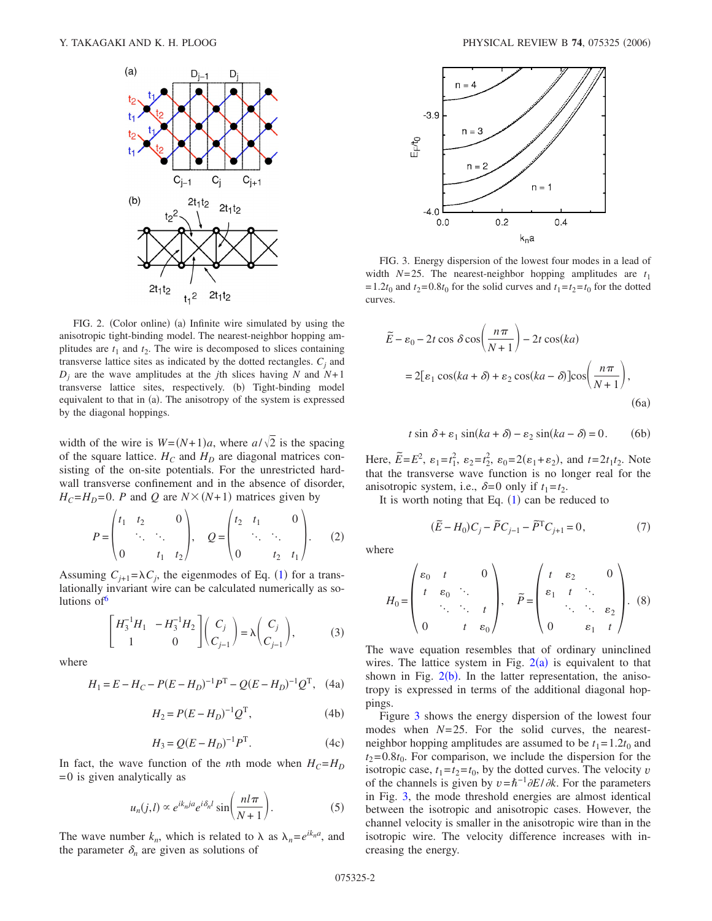FIG. 2. (Color online) (a) Infinite wire simulated by using the anisotropic tight-binding model. The nearest-neighbor hopping amplitudes are $t_1$ and $t_2$. The wire is decomposed to slices containing transverse lattice sites as indicated by the dotted rectangles. $C_j$ and $D_j$ are the wave amplitudes at the $j$th slices having $N$ and $N+1$ transverse lattice sites, respectively. (b) Tight-binding model equivalent to that in (a). The anisotropy of the system is expressed by the diagonal hoppings.

width of the wire is $W=(N+1)a$, where $a/\sqrt{2}$ is the spacing of the square lattice. $H_C$ and $H_D$ are diagonal matrices consisting of the on-site potentials. For the unrestricted hard-wall transverse confinement and in the absence of disorder, $H_C=H_D=0$. $P$ and $Q$ are $N\times(N+1)$ matrices given by

$$P=\begin{pmatrix} t_1 & t_2 & & 0 \\ & \ddots & \ddots & \\ 0 & & t_1 & t_2 \end{pmatrix}, \quad Q=\begin{pmatrix} t_2 & t_1 & & 0 \\ & \ddots & \ddots & \\ 0 & & t_2 & t_1 \end{pmatrix}. \tag{2}$$

Assuming $C_{j+1}=\lambda C_j$, the eigenmodes of Eq. (1) for a translationally invariant wire can be calculated numerically as solutions of[6]

$$\begin{bmatrix} H_3^{-1}H_1 & -H_3^{-1}H_2 \\ 1 & 0 \end{bmatrix}\begin{pmatrix} C_j \\ C_{j-1} \end{pmatrix}=\lambda\begin{pmatrix} C_j \\ C_{j-1} \end{pmatrix}, \tag{3}$$

where

$$H_1=E-H_C-P(E-H_D)^{-1}P^{\mathrm{T}}-Q(E-H_D)^{-1}Q^{\mathrm{T}}, \tag{4a}$$

$$H_2=P(E-H_D)^{-1}Q^{\mathrm{T}}, \tag{4b}$$

$$H_3=Q(E-H_D)^{-1}P^{\mathrm{T}}. \tag{4c}$$

In fact, the wave function of the $n$th mode when $H_C=H_D=0$ is given analytically as

$$u_n(j,l)\propto e^{ik_n ja}e^{i\delta_n l}\sin\left(\frac{nl\pi}{N+1}\right). \tag{5}$$

The wave number $k_n$, which is related to $\lambda$ as $\lambda_n=e^{ik_n a}$, and the parameter $\delta_n$ are given as solutions of

FIG. 3. Energy dispersion of the lowest four modes in a lead of width $N=25$. The nearest-neighbor hopping amplitudes are $t_1=1.2t_0$ and $t_2=0.8t_0$ for the solid curves and $t_1=t_2=t_0$ for the dotted curves.

$$\tilde{E}-\varepsilon_0-2t\cos\delta\cos\left(\frac{n\pi}{N+1}\right)-2t\cos(ka)$$
$$=2[\varepsilon_1\cos(ka+\delta)+\varepsilon_2\cos(ka-\delta)]\cos\left(\frac{n\pi}{N+1}\right), \tag{6a}$$

$$t\sin\delta+\varepsilon_1\sin(ka+\delta)-\varepsilon_2\sin(ka-\delta)=0. \tag{6b}$$

Here, $\tilde{E}=E^2$, $\varepsilon_1=t_1^2$, $\varepsilon_2=t_2^2$, $\varepsilon_0=2(\varepsilon_1+\varepsilon_2)$, and $t=2t_1t_2$. Note that the transverse wave function is no longer real for the anisotropic system, i.e., $\delta=0$ only if $t_1=t_2$.

It is worth noting that Eq. (1) can be reduced to

$$(\tilde{E}-H_0)C_j-\tilde{P}C_{j-1}-\tilde{P}^{\mathrm{T}}C_{j+1}=0, \tag{7}$$

where

$$H_0=\begin{pmatrix} \varepsilon_0 & t & & 0 \\ t & \varepsilon_0 & \ddots & \\ & \ddots & \ddots & t \\ 0 & & t & \varepsilon_0 \end{pmatrix}, \quad \tilde{P}=\begin{pmatrix} t & \varepsilon_2 & & 0 \\ \varepsilon_1 & t & \ddots & \\ & \ddots & \ddots & \varepsilon_2 \\ 0 & & \varepsilon_1 & t \end{pmatrix}. \tag{8}$$

The wave equation resembles that of ordinary uninclined wires. The lattice system in Fig. 2(a) is equivalent to that shown in Fig. 2(b). In the latter representation, the anisotropy is expressed in terms of the additional diagonal hoppings.

Figure 3 shows the energy dispersion of the lowest four modes when $N=25$. For the solid curves, the nearest-neighbor hopping amplitudes are assumed to be $t_1=1.2t_0$ and $t_2=0.8t_0$. For comparison, we include the dispersion for the isotropic case, $t_1=t_2=t_0$, by the dotted curves. The velocity $v$ of the channels is given by $v=\hbar^{-1}\partial E/\partial k$. For the parameters in Fig. 3, the mode threshold energies are almost identical between the isotropic and anisotropic cases. However, the channel velocity is smaller in the anisotropic wire than in the isotropic wire. The velocity difference increases with increasing the energy.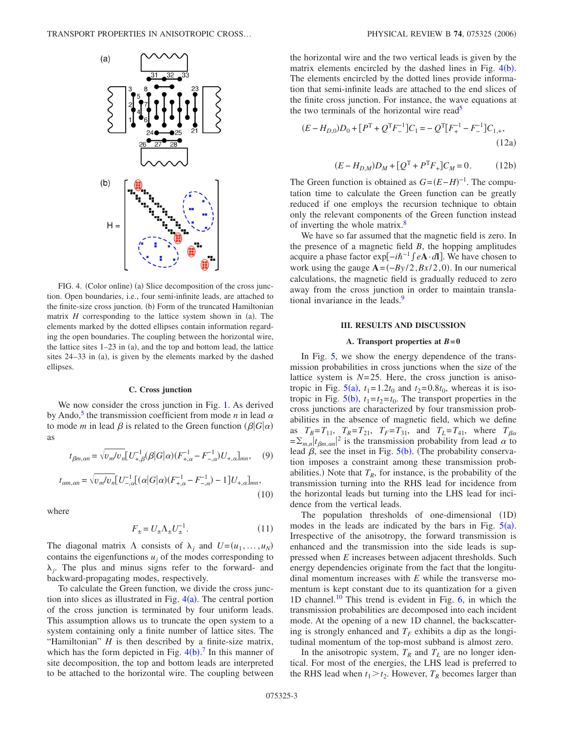FIG. 4. (Color online) (a) Slice decomposition of the cross junction. Open boundaries, i.e., four semi-infinite leads, are attached to the finite-size cross junction. (b) Form of the truncated Hamiltonian matrix $H$ corresponding to the lattice system shown in (a). The elements marked by the dotted ellipses contain information regarding the open boundaries. The coupling between the horizontal wire, the lattice sites 1–23 in (a), and the top and bottom lead, the lattice sites 24–33 in (a), is given by the elements marked by the dashed ellipses.

### C. Cross junction

We now consider the cross junction in Fig. 1. As derived by Ando,[5] the transmission coefficient from mode $n$ in lead $\alpha$ to mode $m$ in lead $\beta$ is related to the Green function $(\beta|G|\alpha)$ as

$$t_{\beta m,\alpha n} = \sqrt{v_m/v_n}[U_{+,\beta}^{-1}(\beta|G|\alpha)(F_{+,\alpha}^{-1} - F_{-,\alpha}^{-1})U_{+,\alpha}]_{mn}, \tag{9}$$

$$t_{\alpha m,\alpha n} = \sqrt{v_m/v_n}[U_{-,\alpha}^{-1}[(\alpha|G|\alpha)(F_{+,\alpha}^{-1} - F_{-,\alpha}^{-1}) - 1]U_{+,\alpha}]_{mn}, \tag{10}$$

where

$$F_{\pm} = U_{\pm}\Lambda_{\pm}U_{\pm}^{-1}. \tag{11}$$

The diagonal matrix $\Lambda$ consists of $\lambda_j$ and $U=(u_1,\ldots,u_N)$ contains the eigenfunctions $u_j$ of the modes corresponding to $\lambda_j$. The plus and minus signs refer to the forward- and backward-propagating modes, respectively.

To calculate the Green function, we divide the cross junction into slices as illustrated in Fig. 4(a). The central portion of the cross junction is terminated by four uniform leads. This assumption allows us to truncate the open system to a system containing only a finite number of lattice sites. The "Hamiltonian" $H$ is then described by a finite-size matrix, which has the form depicted in Fig. 4(b).[7] In this manner of site decomposition, the top and bottom leads are interpreted to be attached to the horizontal wire. The coupling between the horizontal wire and the two vertical leads is given by the matrix elements encircled by the dashed lines in Fig. 4(b). The elements encircled by the dotted lines provide information that semi-infinite leads are attached to the end slices of the finite cross junction. For instance, the wave equations at the two terminals of the horizontal wire read[5]

$$(E - H_{D,0})D_0 + [P^{\mathrm{T}} + Q^{\mathrm{T}}F_{-}^{-1}]C_1 = -Q^{\mathrm{T}}[F_{+}^{-1} - F_{-}^{-1}]C_{1,+}, \tag{12a}$$

$$(E - H_{D,M})D_M + [Q^{\mathrm{T}} + P^{\mathrm{T}}F_{+}]C_M = 0. \tag{12b}$$

The Green function is obtained as $G=(E-H)^{-1}$. The computation time to calculate the Green function can be greatly reduced if one employs the recursion technique to obtain only the relevant components of the Green function instead of inverting the whole matrix.[8]

We have so far assumed that the magnetic field is zero. In the presence of a magnetic field $B$, the hopping amplitudes acquire a phase factor $\exp[-i\hbar^{-1}\int e\mathbf{A}\cdot d\mathbf{l}]$. We have chosen to work using the gauge $\mathbf{A}=(-By/2, Bx/2, 0)$. In our numerical calculations, the magnetic field is gradually reduced to zero away from the cross junction in order to maintain translational invariance in the leads.[9]

## III. RESULTS AND DISCUSSION

### A. Transport properties at $B=0$

In Fig. 5, we show the energy dependence of the transmission probabilities in cross junctions when the size of the lattice system is $N=25$. Here, the cross junction is anisotropic in Fig. 5(a), $t_1=1.2t_0$ and $t_2=0.8t_0$, whereas it is isotropic in Fig. 5(b), $t_1=t_2=t_0$. The transport properties in the cross junctions are characterized by four transmission probabilities in the absence of magnetic field, which we define as $T_B=T_{11}$, $T_R=T_{21}$, $T_F=T_{31}$, and $T_L=T_{41}$, where $T_{\beta\alpha}=\Sigma_{m,n}|t_{\beta m,\alpha n}|^2$ is the transmission probability from lead $\alpha$ to lead $\beta$, see the inset in Fig. 5(b). (The probability conservation imposes a constraint among these transmission probabilities.) Note that $T_R$, for instance, is the probability of the transmission turning into the RHS lead for incidence from the horizontal leads but turning into the LHS lead for incidence from the vertical leads.

The population thresholds of one-dimensional (1D) modes in the leads are indicated by the bars in Fig. 5(a). Irrespective of the anisotropy, the forward transmission is enhanced and the transmission into the side leads is suppressed when $E$ increases between adjacent thresholds. Such energy dependencies originate from the fact that the longitudinal momentum increases with $E$ while the transverse momentum is kept constant due to its quantization for a given 1D channel.[10] This trend is evident in Fig. 6, in which the transmission probabilities are decomposed into each incident mode. At the opening of a new 1D channel, the backscattering is strongly enhanced and $T_F$ exhibits a dip as the longitudinal momentum of the top-most subband is almost zero.

In the anisotropic system, $T_R$ and $T_L$ are no longer identical. For most of the energies, the LHS lead is preferred to the RHS lead when $t_1>t_2$. However, $T_R$ becomes larger than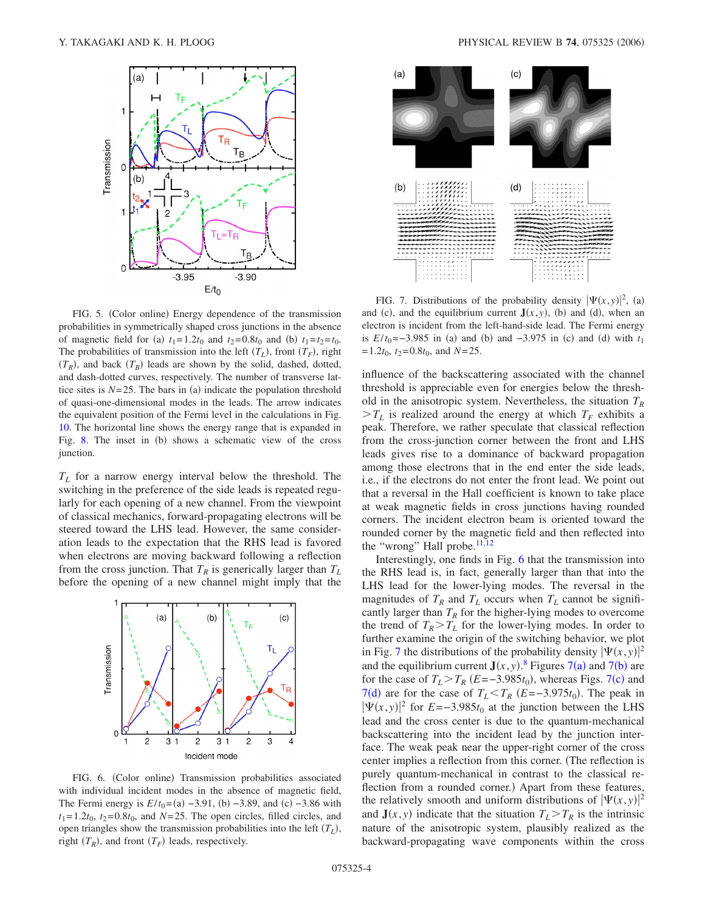FIG. 5. (Color online) Energy dependence of the transmission probabilities in symmetrically shaped cross junctions in the absence of magnetic field for (a) $t_1=1.2t_0$ and $t_2=0.8t_0$ and (b) $t_1=t_2=t_0$. The probabilities of transmission into the left ($T_L$), front ($T_F$), right ($T_R$), and back ($T_B$) leads are shown by the solid, dashed, dotted, and dash-dotted curves, respectively. The number of transverse lattice sites is $N=25$. The bars in (a) indicate the population threshold of quasi-one-dimensional modes in the leads. The arrow indicates the equivalent position of the Fermi level in the calculations in Fig. 10. The horizontal line shows the energy range that is expanded in Fig. 8. The inset in (b) shows a schematic view of the cross junction.

$T_L$ for a narrow energy interval below the threshold. The switching in the preference of the side leads is repeated regularly for each opening of a new channel. From the viewpoint of classical mechanics, forward-propagating electrons will be steered toward the LHS lead. However, the same consideration leads to the expectation that the RHS lead is favored when electrons are moving backward following a reflection from the cross junction. That $T_R$ is generically larger than $T_L$ before the opening of a new channel might imply that the influence of the backscattering associated with the channel threshold is appreciable even for energies below the threshold in the anisotropic system. Nevertheless, the situation $T_R > T_L$ is realized around the energy at which $T_F$ exhibits a peak. Therefore, we rather speculate that classical reflection from the cross-junction corner between the front and LHS leads gives rise to a dominance of backward propagation among those electrons that in the end enter the side leads, i.e., if the electrons do not enter the front lead. We point out that a reversal in the Hall coefficient is known to take place at weak magnetic fields in cross junctions having rounded corners. The incident electron beam is oriented toward the rounded corner by the magnetic field and then reflected into the "wrong" Hall probe.[11,12]

FIG. 6. (Color online) Transmission probabilities associated with individual incident modes in the absence of magnetic field. The Fermi energy is $E/t_0=$(a) $-3.91$, (b) $-3.89$, and (c) $-3.86$ with $t_1=1.2t_0$, $t_2=0.8t_0$, and $N=25$. The open circles, filled circles, and open triangles show the transmission probabilities into the left ($T_L$), right ($T_R$), and front ($T_F$) leads, respectively.

FIG. 7. Distributions of the probability density $|\Psi(x,y)|^2$, (a) and (c), and the equilibrium current $\mathbf{J}(x,y)$, (b) and (d), when an electron is incident from the left-hand-side lead. The Fermi energy is $E/t_0=-3.985$ in (a) and (b) and $-3.975$ in (c) and (d) with $t_1=1.2t_0$, $t_2=0.8t_0$, and $N=25$.

Interestingly, one finds in Fig. 6 that the transmission into the RHS lead is, in fact, generally larger than that into the LHS lead for the lower-lying modes. The reversal in the magnitudes of $T_R$ and $T_L$ occurs when $T_L$ cannot be significantly larger than $T_R$ for the higher-lying modes to overcome the trend of $T_R > T_L$ for the lower-lying modes. In order to further examine the origin of the switching behavior, we plot in Fig. 7 the distributions of the probability density $|\Psi(x,y)|^2$ and the equilibrium current $\mathbf{J}(x,y)$.[8] Figures 7(a) and 7(b) are for the case of $T_L > T_R$ ($E=-3.985t_0$), whereas Figs. 7(c) and 7(d) are for the case of $T_L < T_R$ ($E=-3.975t_0$). The peak in $|\Psi(x,y)|^2$ for $E=-3.985t_0$ at the junction between the LHS lead and the cross center is due to the quantum-mechanical backscattering into the incident lead by the junction interface. The weak peak near the upper-right corner of the cross center implies a reflection from this corner. (The reflection is purely quantum-mechanical in contrast to the classical reflection from a rounded corner.) Apart from these features, the relatively smooth and uniform distributions of $|\Psi(x,y)|^2$ and $\mathbf{J}(x,y)$ indicate that the situation $T_L > T_R$ is the intrinsic nature of the anisotropic system, plausibly realized as the backward-propagating wave components within the cross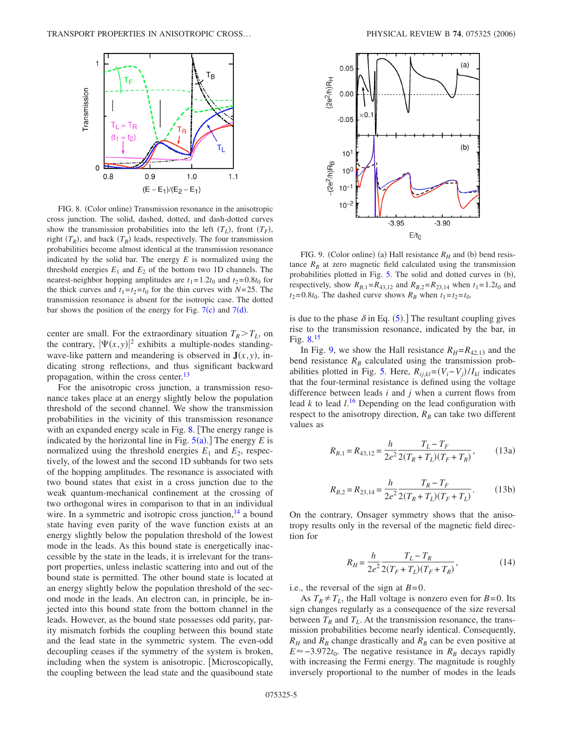FIG. 8. (Color online) Transmission resonance in the anisotropic cross junction. The solid, dashed, dotted, and dash-dotted curves show the transmission probabilities into the left ($T_L$), front ($T_F$), right ($T_R$), and back ($T_B$) leads, respectively. The four transmission probabilities become almost identical at the transmission resonance indicated by the solid bar. The energy $E$ is normalized using the threshold energies $E_1$ and $E_2$ of the bottom two 1D channels. The nearest-neighbor hopping amplitudes are $t_1=1.2t_0$ and $t_2=0.8t_0$ for the thick curves and $t_1=t_2=t_0$ for the thin curves with $N=25$. The transmission resonance is absent for the isotropic case. The dotted bar shows the position of the energy for Fig. 7(c) and 7(d).

center are small. For the extraordinary situation $T_R > T_L$, on the contrary, $|\Psi(x,y)|^2$ exhibits a multiple-nodes standing-wave-like pattern and meandering is observed in $\mathbf{J}(x,y)$, indicating strong reflections, and thus significant backward propagation, within the cross center.[13]

For the anisotropic cross junction, a transmission resonance takes place at an energy slightly below the population threshold of the second channel. We show the transmission probabilities in the vicinity of this transmission resonance with an expanded energy scale in Fig. 8. [The energy range is indicated by the horizontal line in Fig. 5(a).] The energy $E$ is normalized using the threshold energies $E_1$ and $E_2$, respectively, of the lowest and the second 1D subbands for two sets of the hopping amplitudes. The resonance is associated with two bound states that exist in a cross junction due to the weak quantum-mechanical confinement at the crossing of two orthogonal wires in comparison to that in an individual wire. In a symmetric and isotropic cross junction,[14] a bound state having even parity of the wave function exists at an energy slightly below the population threshold of the lowest mode in the leads. As this bound state is energetically inaccessible by the state in the leads, it is irrelevant for the transport properties, unless inelastic scattering into and out of the bound state is permitted. The other bound state is located at an energy slightly below the population threshold of the second mode. An electron can, in principle, be injected into this bound state from the bottom channel in the leads. However, as the bound state possesses odd parity, parity mismatch forbids the coupling between this bound state and the lead state in the symmetric system. The even-odd decoupling ceases if the symmetry of the system is broken, including when the system is anisotropic. [Microscopically, the coupling between the lead state and the quasibound state is due to the phase $\delta$ in Eq. (5).] The resultant coupling gives rise to the transmission resonance, indicated by the bar, in Fig. 8.[15]

FIG. 9. (Color online) (a) Hall resistance $R_H$ and (b) bend resistance $R_B$ at zero magnetic field calculated using the transmission probabilities plotted in Fig. 5. The solid and dotted curves in (b), respectively, show $R_{B,1}=R_{43,12}$ and $R_{B,2}=R_{23,14}$ when $t_1=1.2t_0$ and $t_2=0.8t_0$. The dashed curve shows $R_B$ when $t_1=t_2=t_0$.

In Fig. 9, we show the Hall resistance $R_H=R_{42,13}$ and the bend resistance $R_B$ calculated using the transmission probabilities plotted in Fig. 5. Here, $R_{ij,kl}=(V_i-V_j)/I_{kl}$ indicates that the four-terminal resistance is defined using the voltage difference between leads $i$ and $j$ when a current flows from lead $k$ to lead $l$.[16] Depending on the lead configuration with respect to the anisotropy direction, $R_B$ can take two different values as

$$R_{B,1}=R_{43,12}=\frac{h}{2e^2}\frac{T_L-T_F}{2(T_R+T_L)(T_F+T_R)}, \tag{13a}$$

$$R_{B,2}=R_{23,14}=\frac{h}{2e^2}\frac{T_R-T_F}{2(T_R+T_L)(T_F+T_L)}. \tag{13b}$$

On the contrary, Onsager symmetry shows that the anisotropy results only in the reversal of the magnetic field direction for

$$R_H=\frac{h}{2e^2}\frac{T_L-T_R}{2(T_F+T_L)(T_F+T_R)}, \tag{14}$$

i.e., the reversal of the sign at $B=0$.

As $T_R \neq T_L$, the Hall voltage is nonzero even for $B=0$. Its sign changes regularly as a consequence of the size reversal between $T_R$ and $T_L$. At the transmission resonance, the transmission probabilities become nearly identical. Consequently, $R_H$ and $R_B$ change drastically and $R_B$ can be even positive at $E\approx -3.972t_0$. The negative resistance in $R_B$ decays rapidly with increasing the Fermi energy. The magnitude is roughly inversely proportional to the number of modes in the leads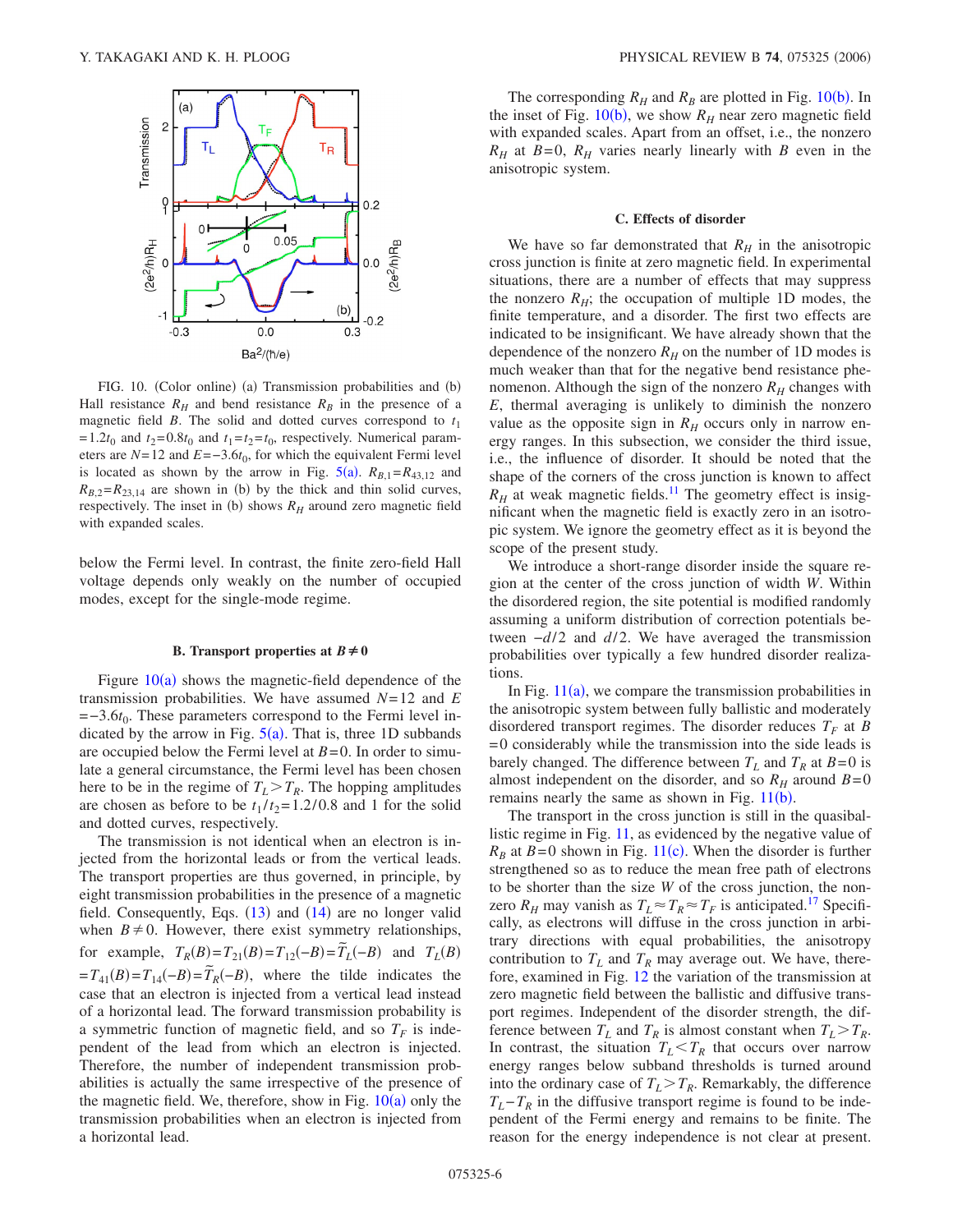FIG. 10. (Color online) (a) Transmission probabilities and (b) Hall resistance $R_H$ and bend resistance $R_B$ in the presence of a magnetic field $B$. The solid and dotted curves correspond to $t_1 = 1.2t_0$ and $t_2 = 0.8t_0$ and $t_1 = t_2 = t_0$, respectively. Numerical parameters are $N = 12$ and $E = -3.6t_0$, for which the equivalent Fermi level is located as shown by the arrow in Fig. 5(a). $R_{B,1} = R_{43,12}$ and $R_{B,2} = R_{23,14}$ are shown in (b) by the thick and thin solid curves, respectively. The inset in (b) shows $R_H$ around zero magnetic field with expanded scales.

below the Fermi level. In contrast, the finite zero-field Hall voltage depends only weakly on the number of occupied modes, except for the single-mode regime.

### B. Transport properties at $B \neq 0$

Figure 10(a) shows the magnetic-field dependence of the transmission probabilities. We have assumed $N = 12$ and $E = -3.6t_0$. These parameters correspond to the Fermi level indicated by the arrow in Fig. 5(a). That is, three 1D subbands are occupied below the Fermi level at $B = 0$. In order to simulate a general circumstance, the Fermi level has been chosen here to be in the regime of $T_L > T_R$. The hopping amplitudes are chosen as before to be $t_1/t_2 = 1.2/0.8$ and 1 for the solid and dotted curves, respectively.

The transmission is not identical when an electron is injected from the horizontal leads or from the vertical leads. The transport properties are thus governed, in principle, by eight transmission probabilities in the presence of a magnetic field. Consequently, Eqs. (13) and (14) are no longer valid when $B \neq 0$. However, there exist symmetry relationships, for example, $T_R(B) = T_{21}(B) = T_{12}(-B) = \tilde{T}_L(-B)$ and $T_L(B) = T_{41}(B) = T_{14}(-B) = \tilde{T}_R(-B)$, where the tilde indicates the case that an electron is injected from a vertical lead instead of a horizontal lead. The forward transmission probability is a symmetric function of magnetic field, and so $T_F$ is independent of the lead from which an electron is injected. Therefore, the number of independent transmission probabilities is actually the same irrespective of the presence of the magnetic field. We, therefore, show in Fig. 10(a) only the transmission probabilities when an electron is injected from a horizontal lead.

The corresponding $R_H$ and $R_B$ are plotted in Fig. 10(b). In the inset of Fig. 10(b), we show $R_H$ near zero magnetic field with expanded scales. Apart from an offset, i.e., the nonzero $R_H$ at $B = 0$, $R_H$ varies nearly linearly with $B$ even in the anisotropic system.

### C. Effects of disorder

We have so far demonstrated that $R_H$ in the anisotropic cross junction is finite at zero magnetic field. In experimental situations, there are a number of effects that may suppress the nonzero $R_H$; the occupation of multiple 1D modes, the finite temperature, and a disorder. The first two effects are indicated to be insignificant. We have already shown that the dependence of the nonzero $R_H$ on the number of 1D modes is much weaker than that for the negative bend resistance phenomenon. Although the sign of the nonzero $R_H$ changes with $E$, thermal averaging is unlikely to diminish the nonzero value as the opposite sign in $R_H$ occurs only in narrow energy ranges. In this subsection, we consider the third issue, i.e., the influence of disorder. It should be noted that the shape of the corners of the cross junction is known to affect $R_H$ at weak magnetic fields.[11] The geometry effect is insignificant when the magnetic field is exactly zero in an isotropic system. We ignore the geometry effect as it is beyond the scope of the present study.

We introduce a short-range disorder inside the square region at the center of the cross junction of width $W$. Within the disordered region, the site potential is modified randomly assuming a uniform distribution of correction potentials between $-d/2$ and $d/2$. We have averaged the transmission probabilities over typically a few hundred disorder realizations.

In Fig. 11(a), we compare the transmission probabilities in the anisotropic system between fully ballistic and moderately disordered transport regimes. The disorder reduces $T_F$ at $B = 0$ considerably while the transmission into the side leads is barely changed. The difference between $T_L$ and $T_R$ at $B = 0$ is almost independent on the disorder, and so $R_H$ around $B = 0$ remains nearly the same as shown in Fig. 11(b).

The transport in the cross junction is still in the quasiballistic regime in Fig. 11, as evidenced by the negative value of $R_B$ at $B = 0$ shown in Fig. 11(c). When the disorder is further strengthened so as to reduce the mean free path of electrons to be shorter than the size $W$ of the cross junction, the nonzero $R_H$ may vanish as $T_L \approx T_R \approx T_F$ is anticipated.[17] Specifically, as electrons will diffuse in the cross junction in arbitrary directions with equal probabilities, the anisotropy contribution to $T_L$ and $T_R$ may average out. We have, therefore, examined in Fig. 12 the variation of the transmission at zero magnetic field between the ballistic and diffusive transport regimes. Independent of the disorder strength, the difference between $T_L$ and $T_R$ is almost constant when $T_L > T_R$. In contrast, the situation $T_L < T_R$ that occurs over narrow energy ranges below subband thresholds is turned around into the ordinary case of $T_L > T_R$. Remarkably, the difference $T_L - T_R$ in the diffusive transport regime is found to be independent of the Fermi energy and remains to be finite. The reason for the energy independence is not clear at present.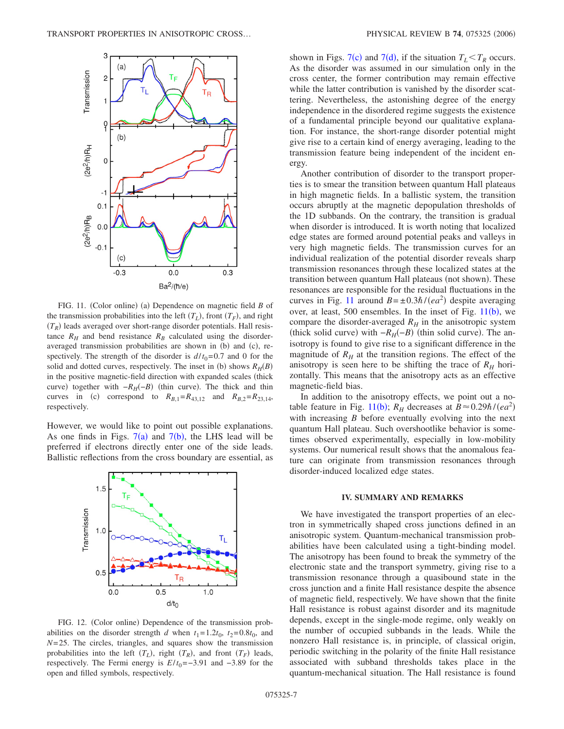FIG. 11. (Color online) (a) Dependence on magnetic field $B$ of the transmission probabilities into the left ($T_L$), front ($T_F$), and right ($T_R$) leads averaged over short-range disorder potentials. Hall resistance $R_H$ and bend resistance $R_B$ calculated using the disorder-averaged transmission probabilities are shown in (b) and (c), respectively. The strength of the disorder is $d/t_0=0.7$ and 0 for the solid and dotted curves, respectively. The inset in (b) shows $R_H(B)$ in the positive magnetic-field direction with expanded scales (thick curve) together with $-R_H(-B)$ (thin curve). The thick and thin curves in (c) correspond to $R_{B,1}=R_{43,12}$ and $R_{B,2}=R_{23,14}$, respectively.

However, we would like to point out possible explanations. As one finds in Figs. 7(a) and 7(b), the LHS lead will be preferred if electrons directly enter one of the side leads. Ballistic reflections from the cross boundary are essential, as shown in Figs. 7(c) and 7(d), if the situation $T_L < T_R$ occurs. As the disorder was assumed in our simulation only in the cross center, the former contribution may remain effective while the latter contribution is vanished by the disorder scattering. Nevertheless, the astonishing degree of the energy independence in the disordered regime suggests the existence of a fundamental principle beyond our qualitative explanation. For instance, the short-range disorder potential might give rise to a certain kind of energy averaging, leading to the transmission feature being independent of the incident energy.

Another contribution of disorder to the transport properties is to smear the transition between quantum Hall plateaus in high magnetic fields. In a ballistic system, the transition occurs abruptly at the magnetic depopulation thresholds of the 1D subbands. On the contrary, the transition is gradual when disorder is introduced. It is worth noting that localized edge states are formed around potential peaks and valleys in very high magnetic fields. The transmission curves for an individual realization of the potential disorder reveals sharp transmission resonances through these localized states at the transition between quantum Hall plateaus (not shown). These resonances are responsible for the residual fluctuations in the curves in Fig. 11 around $B=\pm 0.3\hbar/(ea^2)$ despite averaging over, at least, 500 ensembles. In the inset of Fig. 11(b), we compare the disorder-averaged $R_H$ in the anisotropic system (thick solid curve) with $-R_H(-B)$ (thin solid curve). The anisotropy is found to give rise to a significant difference in the magnitude of $R_H$ at the transition regions. The effect of the anisotropy is seen here to be shifting the trace of $R_H$ horizontally. This means that the anisotropy acts as an effective magnetic-field bias.

In addition to the anisotropy effects, we point out a notable feature in Fig. 11(b); $R_H$ decreases at $B\approx 0.29\hbar/(ea^2)$ with increasing $B$ before eventually evolving into the next quantum Hall plateau. Such overshootlike behavior is sometimes observed experimentally, especially in low-mobility systems. Our numerical result shows that the anomalous feature can originate from transmission resonances through disorder-induced localized edge states.

FIG. 12. (Color online) Dependence of the transmission probabilities on the disorder strength $d$ when $t_1=1.2t_0$, $t_2=0.8t_0$, and $N=25$. The circles, triangles, and squares show the transmission probabilities into the left ($T_L$), right ($T_R$), and front ($T_F$) leads, respectively. The Fermi energy is $E/t_0=-3.91$ and $-3.89$ for the open and filled symbols, respectively.

## IV. SUMMARY AND REMARKS

We have investigated the transport properties of an electron in symmetrically shaped cross junctions defined in an anisotropic system. Quantum-mechanical transmission probabilities have been calculated using a tight-binding model. The anisotropy has been found to break the symmetry of the electronic state and the transport symmetry, giving rise to a transmission resonance through a quasibound state in the cross junction and a finite Hall resistance despite the absence of magnetic field, respectively. We have shown that the finite Hall resistance is robust against disorder and its magnitude depends, except in the single-mode regime, only weakly on the number of occupied subbands in the leads. While the nonzero Hall resistance is, in principle, of classical origin, periodic switching in the polarity of the finite Hall resistance associated with subband thresholds takes place in the quantum-mechanical situation. The Hall resistance is found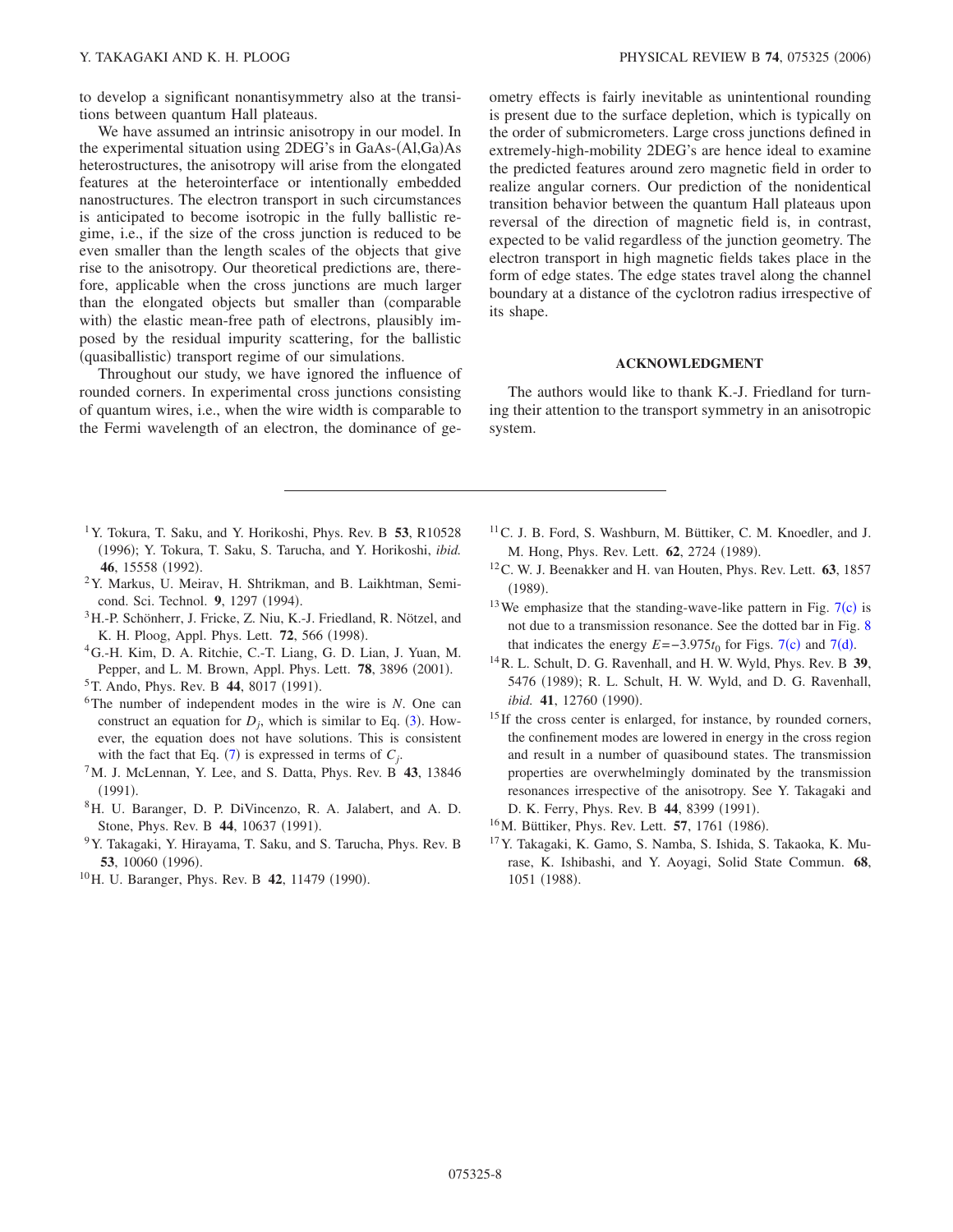to develop a significant nonantisymmetry also at the transitions between quantum Hall plateaus.

We have assumed an intrinsic anisotropy in our model. In the experimental situation using 2DEG's in GaAs-(Al,Ga)As heterostructures, the anisotropy will arise from the elongated features at the heterointerface or intentionally embedded nanostructures. The electron transport in such circumstances is anticipated to become isotropic in the fully ballistic regime, i.e., if the size of the cross junction is reduced to be even smaller than the length scales of the objects that give rise to the anisotropy. Our theoretical predictions are, therefore, applicable when the cross junctions are much larger than the elongated objects but smaller than (comparable with) the elastic mean-free path of electrons, plausibly imposed by the residual impurity scattering, for the ballistic (quasiballistic) transport regime of our simulations.

Throughout our study, we have ignored the influence of rounded corners. In experimental cross junctions consisting of quantum wires, i.e., when the wire width is comparable to the Fermi wavelength of an electron, the dominance of geometry effects is fairly inevitable as unintentional rounding is present due to the surface depletion, which is typically on the order of submicrometers. Large cross junctions defined in extremely-high-mobility 2DEG's are hence ideal to examine the predicted features around zero magnetic field in order to realize angular corners. Our prediction of the nonidentical transition behavior between the quantum Hall plateaus upon reversal of the direction of magnetic field is, in contrast, expected to be valid regardless of the junction geometry. The electron transport in high magnetic fields takes place in the form of edge states. The edge states travel along the channel boundary at a distance of the cyclotron radius irrespective of its shape.

## ACKNOWLEDGMENT

The authors would like to thank K.-J. Friedland for turning their attention to the transport symmetry in an anisotropic system.

---

[1] Y. Tokura, T. Saku, and Y. Horikoshi, Phys. Rev. B **53**, R10528 (1996); Y. Tokura, T. Saku, S. Tarucha, and Y. Horikoshi, *ibid.* **46**, 15558 (1992).

[2] Y. Markus, U. Meirav, H. Shtrikman, and B. Laikhtman, Semicond. Sci. Technol. **9**, 1297 (1994).

[3] H.-P. Schönherr, J. Fricke, Z. Niu, K.-J. Friedland, R. Nötzel, and K. H. Ploog, Appl. Phys. Lett. **72**, 566 (1998).

[4] G.-H. Kim, D. A. Ritchie, C.-T. Liang, G. D. Lian, J. Yuan, M. Pepper, and L. M. Brown, Appl. Phys. Lett. **78**, 3896 (2001).

[5] T. Ando, Phys. Rev. B **44**, 8017 (1991).

[6] The number of independent modes in the wire is $N$. One can construct an equation for $D_j$, which is similar to Eq. (3). However, the equation does not have solutions. This is consistent with the fact that Eq. (7) is expressed in terms of $C_j$.

[7] M. J. McLennan, Y. Lee, and S. Datta, Phys. Rev. B **43**, 13846 (1991).

[8] H. U. Baranger, D. P. DiVincenzo, R. A. Jalabert, and A. D. Stone, Phys. Rev. B **44**, 10637 (1991).

[9] Y. Takagaki, Y. Hirayama, T. Saku, and S. Tarucha, Phys. Rev. B **53**, 10060 (1996).

[10] H. U. Baranger, Phys. Rev. B **42**, 11479 (1990).

[11] C. J. B. Ford, S. Washburn, M. Büttiker, C. M. Knoedler, and J. M. Hong, Phys. Rev. Lett. **62**, 2724 (1989).

[12] C. W. J. Beenakker and H. van Houten, Phys. Rev. Lett. **63**, 1857 (1989).

[13] We emphasize that the standing-wave-like pattern in Fig. 7(c) is not due to a transmission resonance. See the dotted bar in Fig. 8 that indicates the energy $E=-3.975t_0$ for Figs. 7(c) and 7(d).

[14] R. L. Schult, D. G. Ravenhall, and H. W. Wyld, Phys. Rev. B **39**, 5476 (1989); R. L. Schult, H. W. Wyld, and D. G. Ravenhall, *ibid.* **41**, 12760 (1990).

[15] If the cross center is enlarged, for instance, by rounded corners, the confinement modes are lowered in energy in the cross region and result in a number of quasibound states. The transmission properties are overwhelmingly dominated by the transmission resonances irrespective of the anisotropy. See Y. Takagaki and D. K. Ferry, Phys. Rev. B **44**, 8399 (1991).

[16] M. Büttiker, Phys. Rev. Lett. **57**, 1761 (1986).

[17] Y. Takagaki, K. Gamo, S. Namba, S. Ishida, S. Takaoka, K. Murase, K. Ishibashi, and Y. Aoyagi, Solid State Commun. **68**, 1051 (1988).